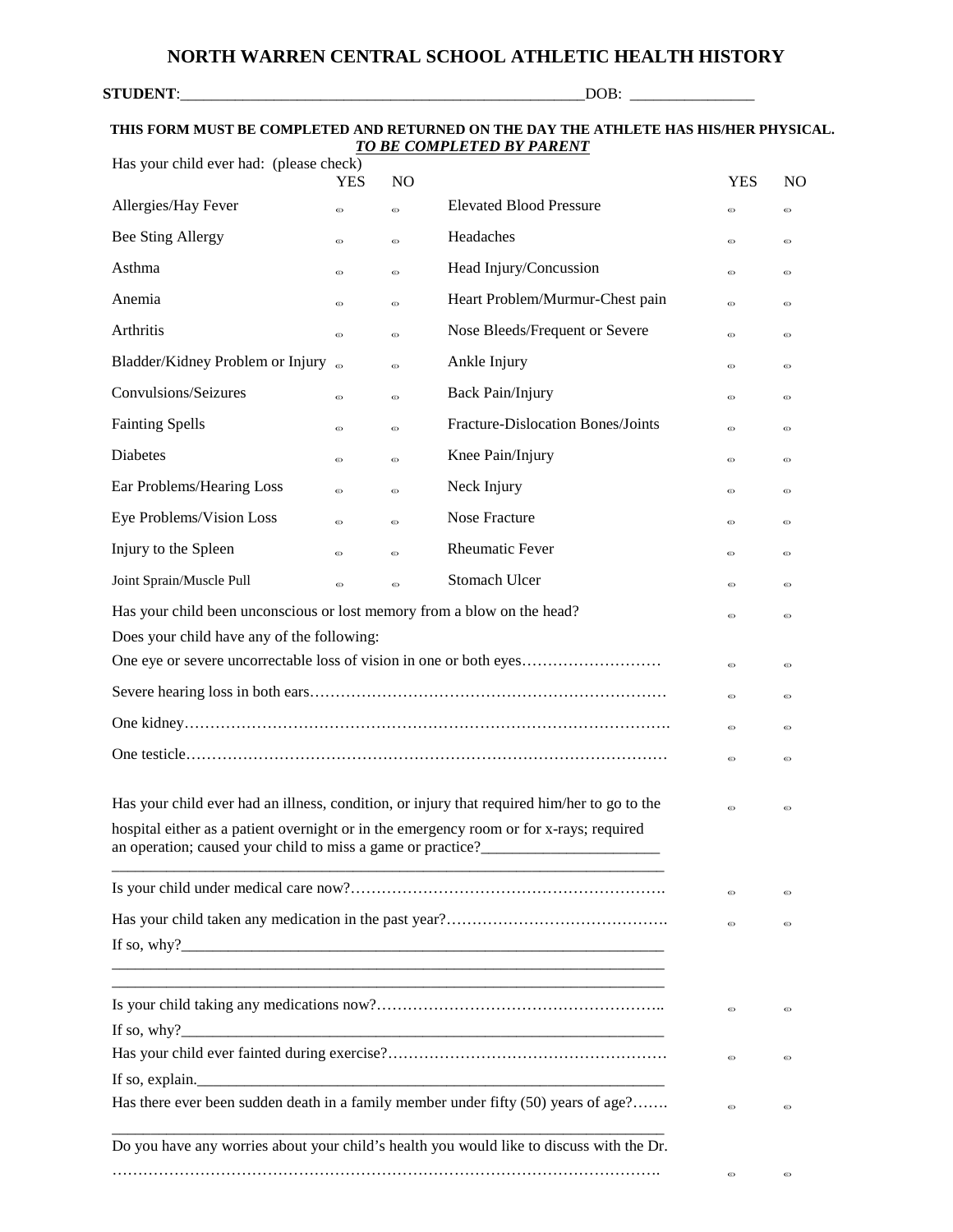# NORTH WARREN CENTRAL SCHOOL ATHLETIC HEALTH HISTORY

**STUDENT**:___________________________________________________DOB: _______________

**THIS FORM MUST BE COMPLETED AND RETURNED ON THE DAY THE ATHLETE HAS HIS/HER PHYSICAL.**
***TO BE COMPLETED BY PARENT***

Has your child ever had: (please check)

| | YES | NO | | YES | NO |
|---|---|---|---|---|---|
| Allergies/Hay Fever | ○ | ○ | Elevated Blood Pressure | ○ | ○ |
| Bee Sting Allergy | ○ | ○ | Headaches | ○ | ○ |
| Asthma | ○ | ○ | Head Injury/Concussion | ○ | ○ |
| Anemia | ○ | ○ | Heart Problem/Murmur-Chest pain | ○ | ○ |
| Arthritis | ○ | ○ | Nose Bleeds/Frequent or Severe | ○ | ○ |
| Bladder/Kidney Problem or Injury | ○ | ○ | Ankle Injury | ○ | ○ |
| Convulsions/Seizures | ○ | ○ | Back Pain/Injury | ○ | ○ |
| Fainting Spells | ○ | ○ | Fracture-Dislocation Bones/Joints | ○ | ○ |
| Diabetes | ○ | ○ | Knee Pain/Injury | ○ | ○ |
| Ear Problems/Hearing Loss | ○ | ○ | Neck Injury | ○ | ○ |
| Eye Problems/Vision Loss | ○ | ○ | Nose Fracture | ○ | ○ |
| Injury to the Spleen | ○ | ○ | Rheumatic Fever | ○ | ○ |
| Joint Sprain/Muscle Pull | ○ | ○ | Stomach Ulcer | ○ | ○ |

| | YES | NO |
|---|---|---|
| Has your child been unconscious or lost memory from a blow on the head? | ○ | ○ |
| Does your child have any of the following: | | |
| One eye or severe uncorrectable loss of vision in one or both eyes……………………… | ○ | ○ |
| Severe hearing loss in both ears…………………………………………………………… | ○ | ○ |
| One kidney…………………………………………………………………………………. | ○ | ○ |
| One testicle………………………………………………………………………………… | ○ | ○ |
| Has your child ever had an illness, condition, or injury that required him/her to go to the hospital either as a patient overnight or in the emergency room or for x-rays; required an operation; caused your child to miss a game or practice?______________________ | ○ | ○ |
| Is your child under medical care now?……………………………………………………. | ○ | ○ |
| Has your child taken any medication in the past year?……………………………………. | ○ | ○ |
| Is your child taking any medications now?……………………………………………….. | ○ | ○ |
| Has your child ever fainted during exercise?……………………………………………… | ○ | ○ |
| Has there ever been sudden death in a family member under fifty (50) years of age?……. | ○ | ○ |
| Do you have any worries about your child's health you would like to discuss with the Dr. ……………………………………………………………………………………………. | ○ | ○ |

Medication in past year — If so, why?_______________________________________________________________
_________________________________________________________________________
_________________________________________________________________________

Taking medications now — If so, why?_______________________________________________________________

Fainted during exercise — If so, explain._______________________________________________________________

_________________________________________________________________________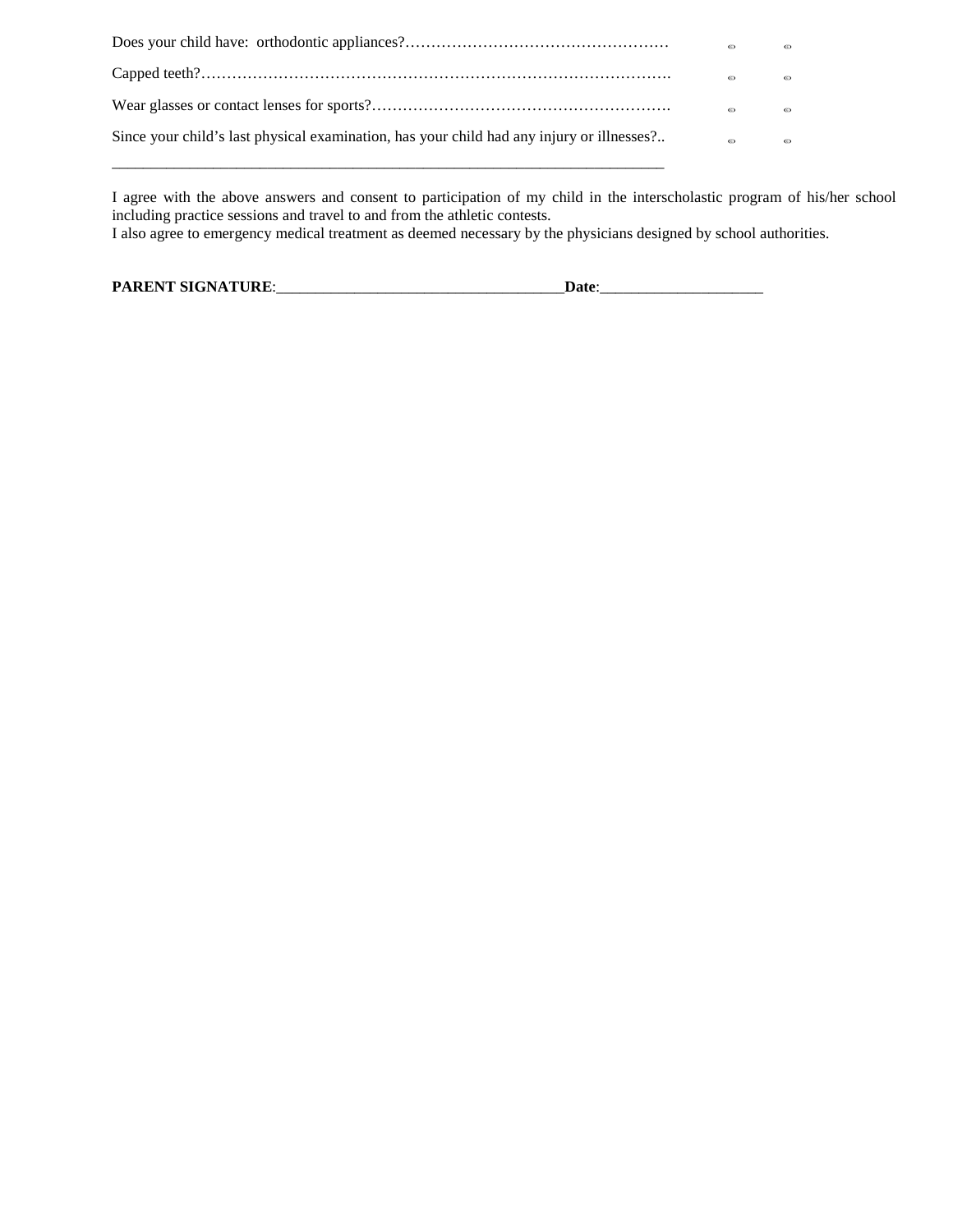Does your child have: orthodontic appliances?…………………………………………… ( ) ( )

Capped teeth?……………………………………………………………………………. ( ) ( )

Wear glasses or contact lenses for sports?…………………………………………………. ( ) ( )

Since your child's last physical examination, has your child had any injury or illnesses?.. ( ) ( )

\_\_\_\_\_\_\_\_\_\_\_\_\_\_\_\_\_\_\_\_\_\_\_\_\_\_\_\_\_\_\_\_\_\_\_\_\_\_\_\_\_\_\_\_\_\_\_\_\_\_\_\_\_\_\_\_\_\_\_\_\_\_\_\_\_\_\_\_\_\_\_\_

I agree with the above answers and consent to participation of my child in the interscholastic program of his/her school including practice sessions and travel to and from the athletic contests.
I also agree to emergency medical treatment as deemed necessary by the physicians designed by school authorities.

**PARENT SIGNATURE**:\_\_\_\_\_\_\_\_\_\_\_\_\_\_\_\_\_\_\_\_\_\_\_\_\_\_\_\_\_\_\_\_\_\_\_\_\_**Date**:\_\_\_\_\_\_\_\_\_\_\_\_\_\_\_\_\_\_\_\_\_